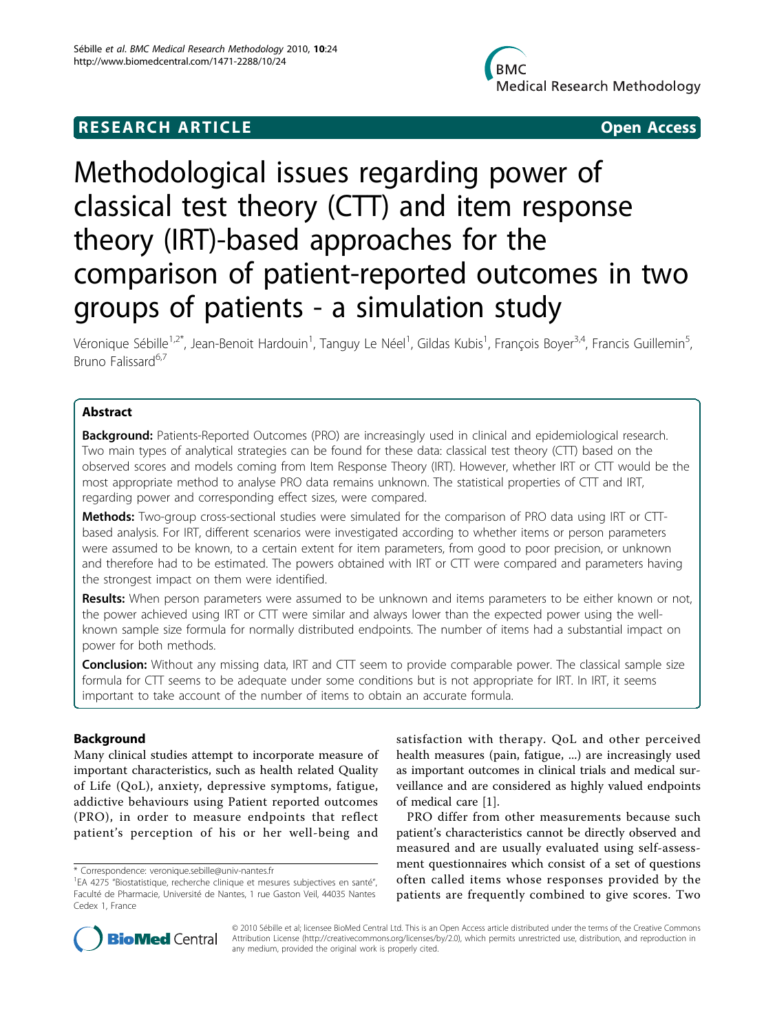**RESEARCH ARTICLE** **Open Access**

# Methodological issues regarding power of classical test theory (CTT) and item response theory (IRT)-based approaches for the comparison of patient-reported outcomes in two groups of patients - a simulation study

Véronique Sébille[1,2*], Jean-Benoit Hardouin[1], Tanguy Le Néel[1], Gildas Kubis[1], François Boyer[3,4], Francis Guillemin[5], Bruno Falissard[6,7]

## Abstract

**Background:** Patients-Reported Outcomes (PRO) are increasingly used in clinical and epidemiological research. Two main types of analytical strategies can be found for these data: classical test theory (CTT) based on the observed scores and models coming from Item Response Theory (IRT). However, whether IRT or CTT would be the most appropriate method to analyse PRO data remains unknown. The statistical properties of CTT and IRT, regarding power and corresponding effect sizes, were compared.

**Methods:** Two-group cross-sectional studies were simulated for the comparison of PRO data using IRT or CTT-based analysis. For IRT, different scenarios were investigated according to whether items or person parameters were assumed to be known, to a certain extent for item parameters, from good to poor precision, or unknown and therefore had to be estimated. The powers obtained with IRT or CTT were compared and parameters having the strongest impact on them were identified.

**Results:** When person parameters were assumed to be unknown and items parameters to be either known or not, the power achieved using IRT or CTT were similar and always lower than the expected power using the well-known sample size formula for normally distributed endpoints. The number of items had a substantial impact on power for both methods.

**Conclusion:** Without any missing data, IRT and CTT seem to provide comparable power. The classical sample size formula for CTT seems to be adequate under some conditions but is not appropriate for IRT. In IRT, it seems important to take account of the number of items to obtain an accurate formula.

## Background

Many clinical studies attempt to incorporate measure of important characteristics, such as health related Quality of Life (QoL), anxiety, depressive symptoms, fatigue, addictive behaviours using Patient reported outcomes (PRO), in order to measure endpoints that reflect patient's perception of his or her well-being and satisfaction with therapy. QoL and other perceived health measures (pain, fatigue, ...) are increasingly used as important outcomes in clinical trials and medical surveillance and are considered as highly valued endpoints of medical care [1].

PRO differ from other measurements because such patient's characteristics cannot be directly observed and measured and are usually evaluated using self-assessment questionnaires which consist of a set of questions often called items whose responses provided by the patients are frequently combined to give scores. Two

\* Correspondence: veronique.sebille@univ-nantes.fr
[1]EA 4275 "Biostatistique, recherche clinique et mesures subjectives en santé", Faculté de Pharmacie, Université de Nantes, 1 rue Gaston Veil, 44035 Nantes Cedex 1, France

© 2010 Sébille et al; licensee BioMed Central Ltd. This is an Open Access article distributed under the terms of the Creative Commons Attribution License (http://creativecommons.org/licenses/by/2.0), which permits unrestricted use, distribution, and reproduction in any medium, provided the original work is properly cited.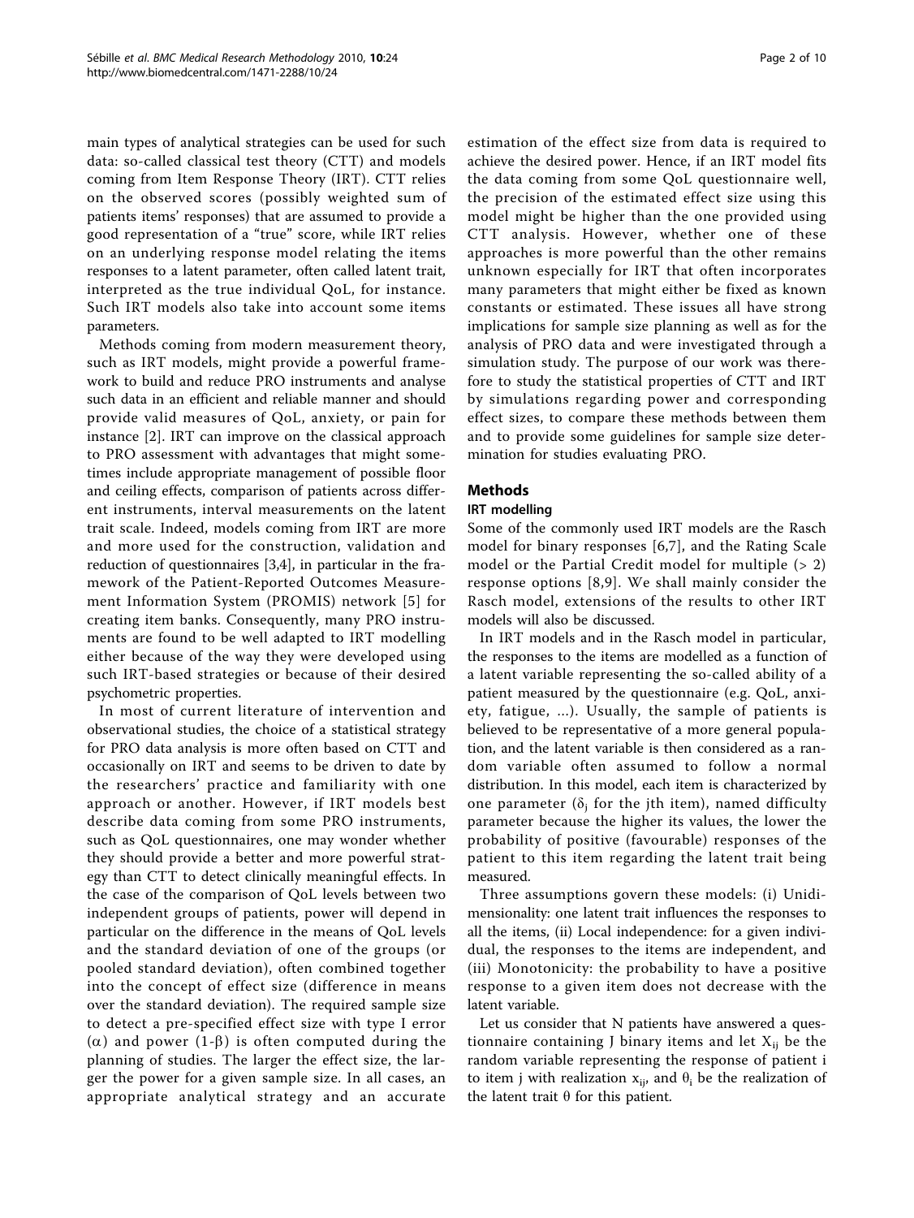main types of analytical strategies can be used for such data: so-called classical test theory (CTT) and models coming from Item Response Theory (IRT). CTT relies on the observed scores (possibly weighted sum of patients items' responses) that are assumed to provide a good representation of a "true" score, while IRT relies on an underlying response model relating the items responses to a latent parameter, often called latent trait, interpreted as the true individual QoL, for instance. Such IRT models also take into account some items parameters.

Methods coming from modern measurement theory, such as IRT models, might provide a powerful framework to build and reduce PRO instruments and analyse such data in an efficient and reliable manner and should provide valid measures of QoL, anxiety, or pain for instance [2]. IRT can improve on the classical approach to PRO assessment with advantages that might sometimes include appropriate management of possible floor and ceiling effects, comparison of patients across different instruments, interval measurements on the latent trait scale. Indeed, models coming from IRT are more and more used for the construction, validation and reduction of questionnaires [3,4], in particular in the framework of the Patient-Reported Outcomes Measurement Information System (PROMIS) network [5] for creating item banks. Consequently, many PRO instruments are found to be well adapted to IRT modelling either because of the way they were developed using such IRT-based strategies or because of their desired psychometric properties.

In most of current literature of intervention and observational studies, the choice of a statistical strategy for PRO data analysis is more often based on CTT and occasionally on IRT and seems to be driven to date by the researchers' practice and familiarity with one approach or another. However, if IRT models best describe data coming from some PRO instruments, such as QoL questionnaires, one may wonder whether they should provide a better and more powerful strategy than CTT to detect clinically meaningful effects. In the case of the comparison of QoL levels between two independent groups of patients, power will depend in particular on the difference in the means of QoL levels and the standard deviation of one of the groups (or pooled standard deviation), often combined together into the concept of effect size (difference in means over the standard deviation). The required sample size to detect a pre-specified effect size with type I error ($\alpha$) and power ($1-\beta$) is often computed during the planning of studies. The larger the effect size, the larger the power for a given sample size. In all cases, an appropriate analytical strategy and an accurate estimation of the effect size from data is required to achieve the desired power. Hence, if an IRT model fits the data coming from some QoL questionnaire well, the precision of the estimated effect size using this model might be higher than the one provided using CTT analysis. However, whether one of these approaches is more powerful than the other remains unknown especially for IRT that often incorporates many parameters that might either be fixed as known constants or estimated. These issues all have strong implications for sample size planning as well as for the analysis of PRO data and were investigated through a simulation study. The purpose of our work was therefore to study the statistical properties of CTT and IRT by simulations regarding power and corresponding effect sizes, to compare these methods between them and to provide some guidelines for sample size determination for studies evaluating PRO.

## Methods

### IRT modelling

Some of the commonly used IRT models are the Rasch model for binary responses [6,7], and the Rating Scale model or the Partial Credit model for multiple (> 2) response options [8,9]. We shall mainly consider the Rasch model, extensions of the results to other IRT models will also be discussed.

In IRT models and in the Rasch model in particular, the responses to the items are modelled as a function of a latent variable representing the so-called ability of a patient measured by the questionnaire (e.g. QoL, anxiety, fatigue, ...). Usually, the sample of patients is believed to be representative of a more general population, and the latent variable is then considered as a random variable often assumed to follow a normal distribution. In this model, each item is characterized by one parameter ($\delta_j$ for the jth item), named difficulty parameter because the higher its values, the lower the probability of positive (favourable) responses of the patient to this item regarding the latent trait being measured.

Three assumptions govern these models: (i) Unidimensionality: one latent trait influences the responses to all the items, (ii) Local independence: for a given individual, the responses to the items are independent, and (iii) Monotonicity: the probability to have a positive response to a given item does not decrease with the latent variable.

Let us consider that N patients have answered a questionnaire containing J binary items and let $X_{ij}$ be the random variable representing the response of patient i to item j with realization $x_{ij}$, and $\theta_i$ be the realization of the latent trait $\theta$ for this patient.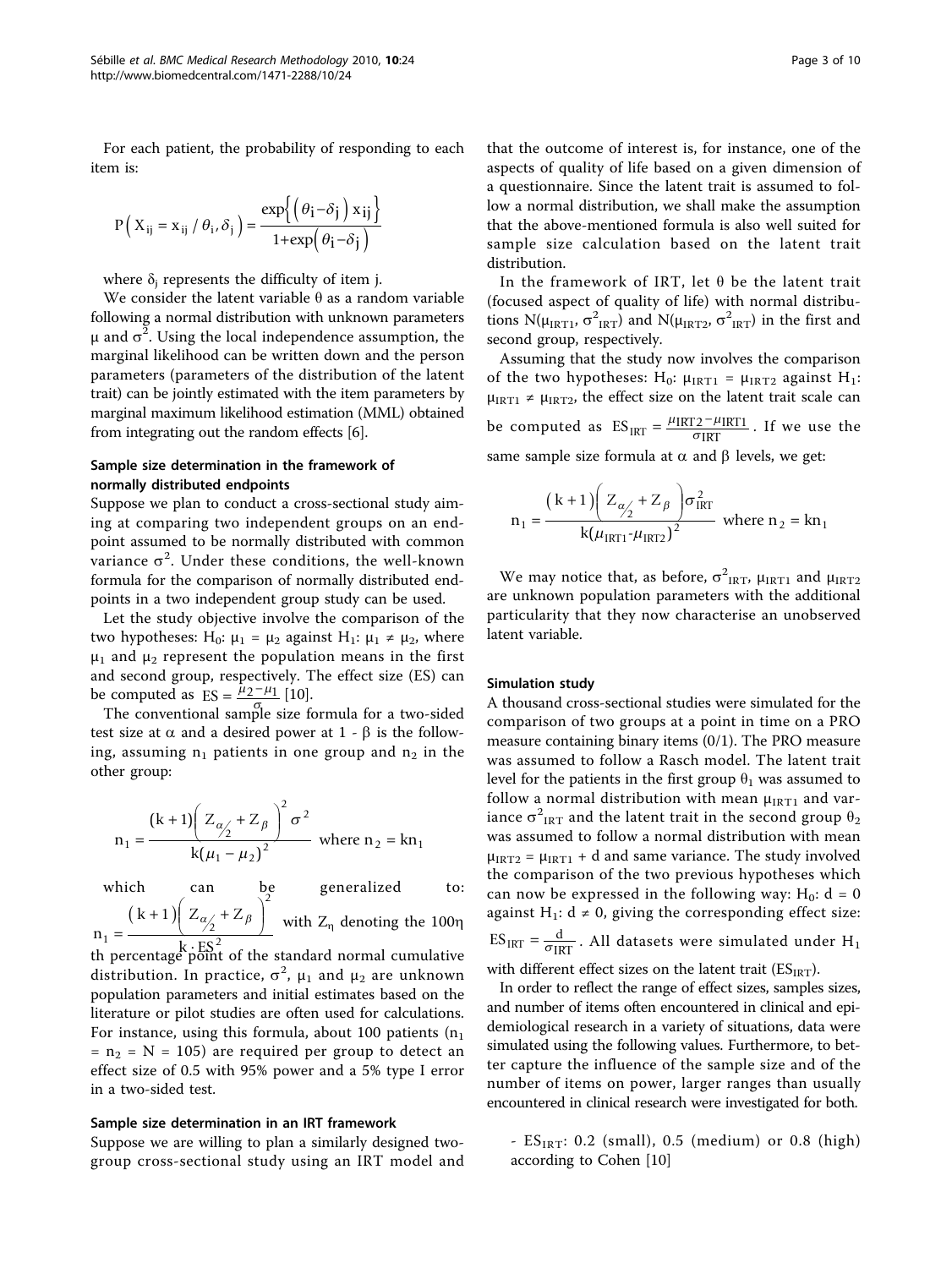For each patient, the probability of responding to each item is:

$$P\left(X_{ij} = x_{ij} / \theta_i, \delta_j\right) = \frac{\exp\left\{\left(\theta_i - \delta_j\right) x_{ij}\right\}}{1 + \exp\left(\theta_i - \delta_j\right)}$$

where $\delta_j$ represents the difficulty of item j.

We consider the latent variable $\theta$ as a random variable following a normal distribution with unknown parameters $\mu$ and $\sigma^2$. Using the local independence assumption, the marginal likelihood can be written down and the person parameters (parameters of the distribution of the latent trait) can be jointly estimated with the item parameters by marginal maximum likelihood estimation (MML) obtained from integrating out the random effects [6].

### Sample size determination in the framework of normally distributed endpoints

Suppose we plan to conduct a cross-sectional study aiming at comparing two independent groups on an endpoint assumed to be normally distributed with common variance $\sigma^2$. Under these conditions, the well-known formula for the comparison of normally distributed endpoints in a two independent group study can be used.

Let the study objective involve the comparison of the two hypotheses: $H_0$: $\mu_1 = \mu_2$ against $H_1$: $\mu_1 \neq \mu_2$, where $\mu_1$ and $\mu_2$ represent the population means in the first and second group, respectively. The effect size (ES) can be computed as $ES = \frac{\mu_2 - \mu_1}{\sigma}$ [10].

The conventional sample size formula for a two-sided test size at $\alpha$ and a desired power at $1 - \beta$ is the following, assuming $n_1$ patients in one group and $n_2$ in the other group:

$$n_1 = \frac{(k+1)\left(Z_{\alpha/2} + Z_\beta\right)^2 \sigma^2}{k(\mu_1 - \mu_2)^2} \text{ where } n_2 = kn_1$$

which can be generalized to: $n_1 = \frac{\left(k+1\right)\left(Z_{\alpha/2} + Z_\beta\right)^2}{k \cdot ES^2}$ with $Z_\eta$ denoting the $100\eta$ th percentage point of the standard normal cumulative distribution. In practice, $\sigma^2$, $\mu_1$ and $\mu_2$ are unknown population parameters and initial estimates based on the literature or pilot studies are often used for calculations. For instance, using this formula, about 100 patients ($n_1 = n_2 = N = 105$) are required per group to detect an effect size of 0.5 with 95% power and a 5% type I error in a two-sided test.

### Sample size determination in an IRT framework

Suppose we are willing to plan a similarly designed two-group cross-sectional study using an IRT model and that the outcome of interest is, for instance, one of the aspects of quality of life based on a given dimension of a questionnaire. Since the latent trait is assumed to follow a normal distribution, we shall make the assumption that the above-mentioned formula is also well suited for sample size calculation based on the latent trait distribution.

In the framework of IRT, let $\theta$ be the latent trait (focused aspect of quality of life) with normal distributions $N(\mu_{IRT1}, \sigma^2_{IRT})$ and $N(\mu_{IRT2}, \sigma^2_{IRT})$ in the first and second group, respectively.

Assuming that the study now involves the comparison of the two hypotheses: $H_0$: $\mu_{IRT1} = \mu_{IRT2}$ against $H_1$: $\mu_{IRT1} \neq \mu_{IRT2}$, the effect size on the latent trait scale can be computed as $ES_{IRT} = \frac{\mu_{IRT2} - \mu_{IRT1}}{\sigma_{IRT}}$. If we use the same sample size formula at $\alpha$ and $\beta$ levels, we get:

$$n_1 = \frac{\left(k+1\right)\left(Z_{\alpha/2} + Z_\beta\right)\sigma^2_{IRT}}{k(\mu_{IRT1} - \mu_{IRT2})^2} \text{ where } n_2 = kn_1$$

We may notice that, as before, $\sigma^2_{IRT}$, $\mu_{IRT1}$ and $\mu_{IRT2}$ are unknown population parameters with the additional particularity that they now characterise an unobserved latent variable.

### Simulation study

A thousand cross-sectional studies were simulated for the comparison of two groups at a point in time on a PRO measure containing binary items (0/1). The PRO measure was assumed to follow a Rasch model. The latent trait level for the patients in the first group $\theta_1$ was assumed to follow a normal distribution with mean $\mu_{IRT1}$ and variance $\sigma^2_{IRT}$ and the latent trait in the second group $\theta_2$ was assumed to follow a normal distribution with mean $\mu_{IRT2} = \mu_{IRT1} + d$ and same variance. The study involved the comparison of the two previous hypotheses which can now be expressed in the following way: $H_0$: $d = 0$ against $H_1$: $d \neq 0$, giving the corresponding effect size: $ES_{IRT} = \frac{d}{\sigma_{IRT}}$. All datasets were simulated under $H_1$ with different effect sizes on the latent trait ($ES_{IRT}$).

In order to reflect the range of effect sizes, samples sizes, and number of items often encountered in clinical and epidemiological research in a variety of situations, data were simulated using the following values. Furthermore, to better capture the influence of the sample size and of the number of items on power, larger ranges than usually encountered in clinical research were investigated for both.

- $ES_{IRT}$: 0.2 (small), 0.5 (medium) or 0.8 (high) according to Cohen [10]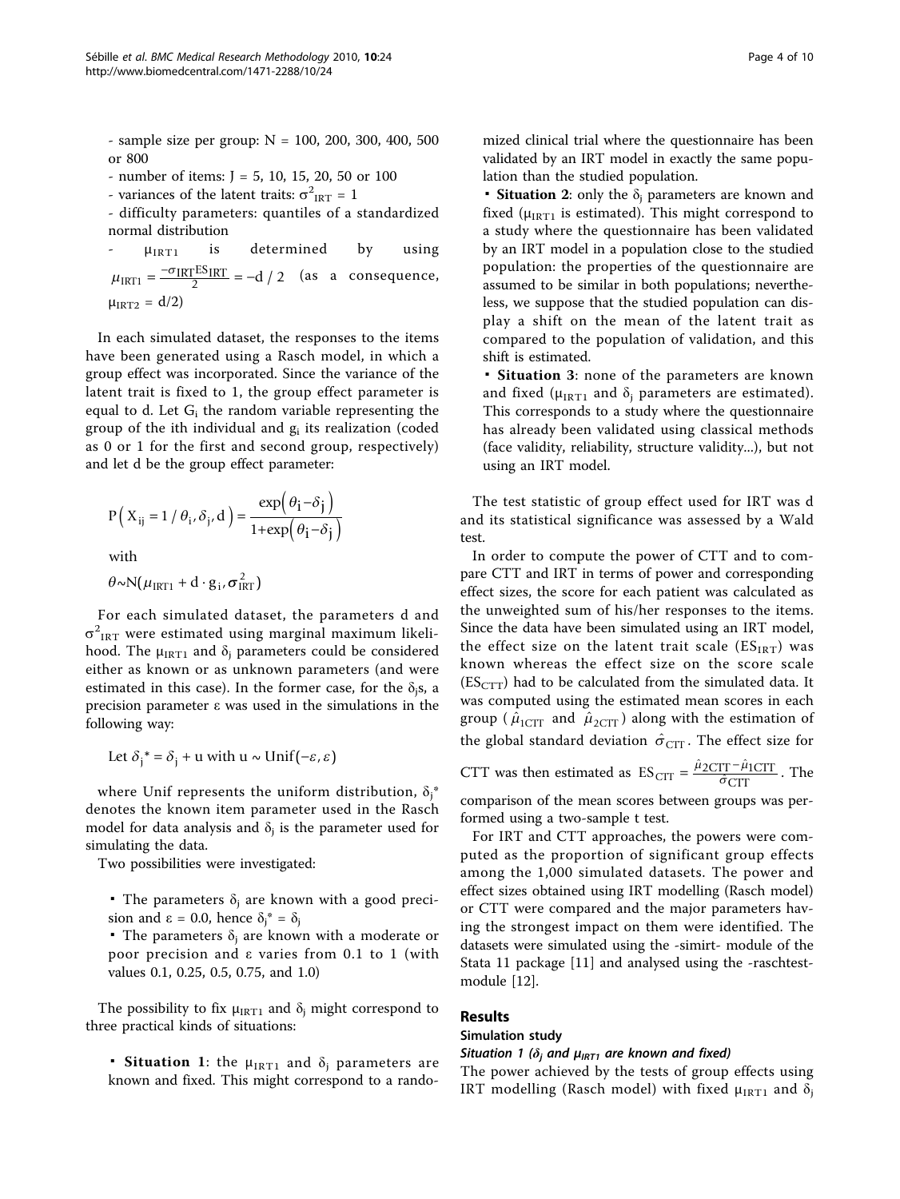- sample size per group: N = 100, 200, 300, 400, 500 or 800
- number of items: J = 5, 10, 15, 20, 50 or 100
- variances of the latent traits: $\sigma^2_{IRT} = 1$
- difficulty parameters: quantiles of a standardized normal distribution
- $\mu_{IRT1}$ is determined by using $\mu_{IRT1} = \frac{-\sigma_{IRT} ES_{IRT}}{2} = -d/2$ (as a consequence, $\mu_{IRT2} = d/2$)

In each simulated dataset, the responses to the items have been generated using a Rasch model, in which a group effect was incorporated. Since the variance of the latent trait is fixed to 1, the group effect parameter is equal to d. Let $G_i$ the random variable representing the group of the ith individual and $g_i$ its realization (coded as 0 or 1 for the first and second group, respectively) and let d be the group effect parameter:

$$P\left(X_{ij} = 1 / \theta_i, \delta_j, d\right) = \frac{\exp\left(\theta_i - \delta_j\right)}{1 + \exp\left(\theta_i - \delta_j\right)}$$

with

$$\theta \sim N(\mu_{IRT1} + d \cdot g_i, \sigma^2_{IRT})$$

For each simulated dataset, the parameters d and $\sigma^2_{IRT}$ were estimated using marginal maximum likelihood. The $\mu_{IRT1}$ and $\delta_j$ parameters could be considered either as known or as unknown parameters (and were estimated in this case). In the former case, for the $\delta_j$s, a precision parameter $\varepsilon$ was used in the simulations in the following way:

$$\text{Let } \delta_j{}^* = \delta_j + u \text{ with } u \sim \text{Unif}(-\varepsilon, \varepsilon)$$

where Unif represents the uniform distribution, $\delta_j{}^*$ denotes the known item parameter used in the Rasch model for data analysis and $\delta_j$ is the parameter used for simulating the data.

Two possibilities were investigated:

- The parameters $\delta_j$ are known with a good precision and $\varepsilon = 0.0$, hence $\delta_j{}^* = \delta_j$
- The parameters $\delta_j$ are known with a moderate or poor precision and $\varepsilon$ varies from 0.1 to 1 (with values 0.1, 0.25, 0.5, 0.75, and 1.0)

The possibility to fix $\mu_{IRT1}$ and $\delta_j$ might correspond to three practical kinds of situations:

- **Situation 1**: the $\mu_{IRT1}$ and $\delta_j$ parameters are known and fixed. This might correspond to a randomized clinical trial where the questionnaire has been validated by an IRT model in exactly the same population than the studied population.
- **Situation 2**: only the $\delta_j$ parameters are known and fixed ($\mu_{IRT1}$ is estimated). This might correspond to a study where the questionnaire has been validated by an IRT model in a population close to the studied population: the properties of the questionnaire are assumed to be similar in both populations; nevertheless, we suppose that the studied population can display a shift on the mean of the latent trait as compared to the population of validation, and this shift is estimated.
- **Situation 3**: none of the parameters are known and fixed ($\mu_{IRT1}$ and $\delta_j$ parameters are estimated). This corresponds to a study where the questionnaire has already been validated using classical methods (face validity, reliability, structure validity...), but not using an IRT model.

The test statistic of group effect used for IRT was d and its statistical significance was assessed by a Wald test.

In order to compute the power of CTT and to compare CTT and IRT in terms of power and corresponding effect sizes, the score for each patient was calculated as the unweighted sum of his/her responses to the items. Since the data have been simulated using an IRT model, the effect size on the latent trait scale ($ES_{IRT}$) was known whereas the effect size on the score scale ($ES_{CTT}$) had to be calculated from the simulated data. It was computed using the estimated mean scores in each group ($\hat{\mu}_{1CTT}$ and $\hat{\mu}_{2CTT}$) along with the estimation of the global standard deviation $\hat{\sigma}_{CTT}$. The effect size for CTT was then estimated as $ES_{CTT} = \frac{\hat{\mu}_{2CTT} - \hat{\mu}_{1CTT}}{\hat{\sigma}_{CTT}}$. The comparison of the mean scores between groups was performed using a two-sample t test.

For IRT and CTT approaches, the powers were computed as the proportion of significant group effects among the 1,000 simulated datasets. The power and effect sizes obtained using IRT modelling (Rasch model) or CTT were compared and the major parameters having the strongest impact on them were identified. The datasets were simulated using the -simirt- module of the Stata 11 package [11] and analysed using the -raschtest- module [12].

## Results

### Simulation study

#### *Situation 1 ($\delta_j$ and $\mu_{IRT1}$ are known and fixed)*

The power achieved by the tests of group effects using IRT modelling (Rasch model) with fixed $\mu_{IRT1}$ and $\delta_j$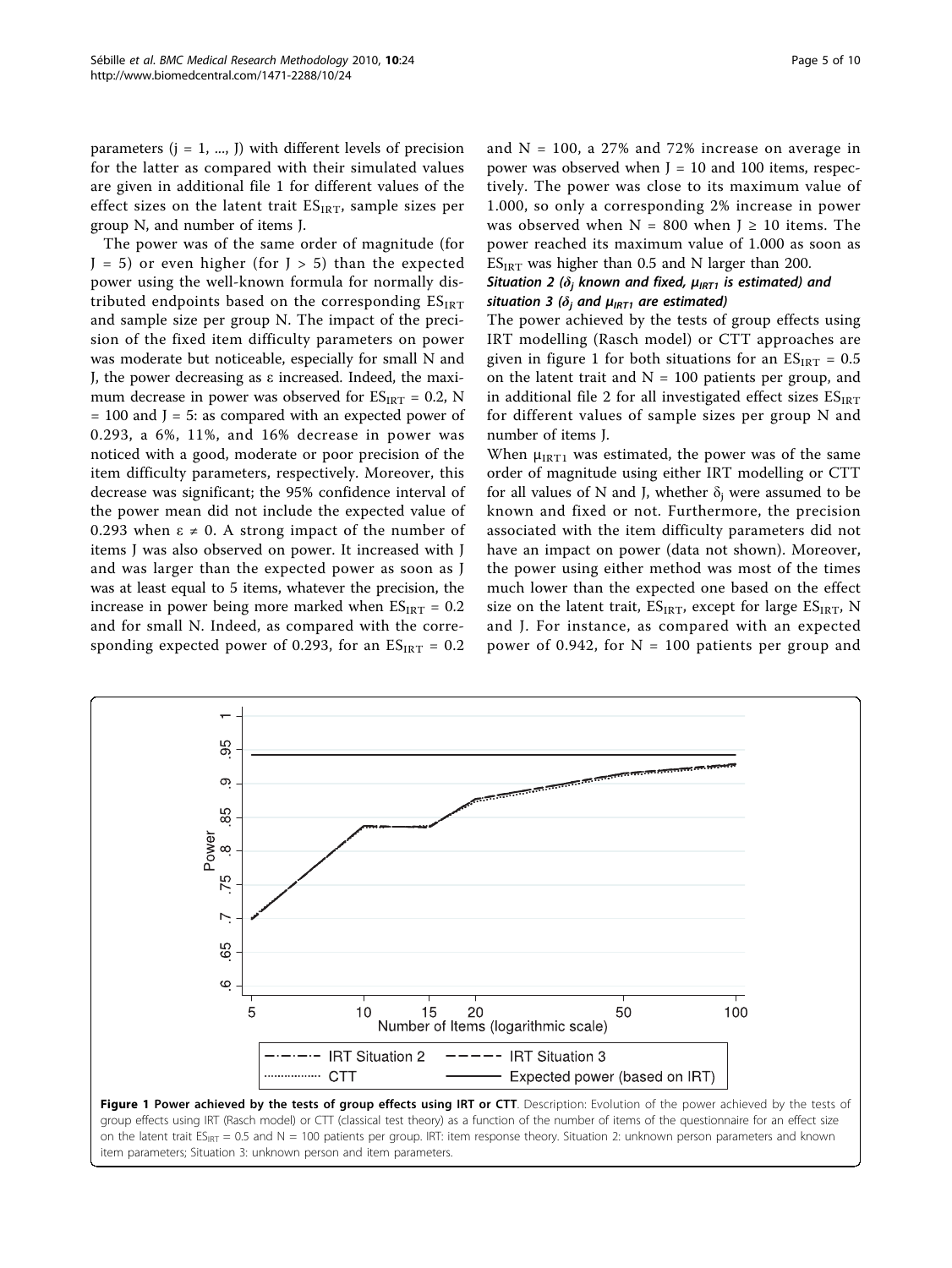parameters ($j = 1, ..., J$) with different levels of precision for the latter as compared with their simulated values are given in additional file 1 for different values of the effect sizes on the latent trait $ES_{IRT}$, sample sizes per group N, and number of items J.

The power was of the same order of magnitude (for $J = 5$) or even higher (for $J > 5$) than the expected power using the well-known formula for normally distributed endpoints based on the corresponding $ES_{IRT}$ and sample size per group N. The impact of the precision of the fixed item difficulty parameters on power was moderate but noticeable, especially for small N and J, the power decreasing as $\varepsilon$ increased. Indeed, the maximum decrease in power was observed for $ES_{IRT} = 0.2$, $N = 100$ and $J = 5$: as compared with an expected power of 0.293, a 6%, 11%, and 16% decrease in power was noticed with a good, moderate or poor precision of the item difficulty parameters, respectively. Moreover, this decrease was significant; the 95% confidence interval of the power mean did not include the expected value of 0.293 when $\varepsilon \neq 0$. A strong impact of the number of items J was also observed on power. It increased with J and was larger than the expected power as soon as J was at least equal to 5 items, whatever the precision, the increase in power being more marked when $ES_{IRT} = 0.2$ and for small N. Indeed, as compared with the corresponding expected power of 0.293, for an $ES_{IRT} = 0.2$ and $N = 100$, a 27% and 72% increase on average in power was observed when $J = 10$ and 100 items, respectively. The power was close to its maximum value of 1.000, so only a corresponding 2% increase in power was observed when $N = 800$ when $J \geq 10$ items. The power reached its maximum value of 1.000 as soon as $ES_{IRT}$ was higher than 0.5 and N larger than 200.

### *Situation 2 ($\delta_j$ known and fixed, $\mu_{IRT1}$ is estimated) and situation 3 ($\delta_j$ and $\mu_{IRT1}$ are estimated)*

The power achieved by the tests of group effects using IRT modelling (Rasch model) or CTT approaches are given in figure 1 for both situations for an $ES_{IRT} = 0.5$ on the latent trait and $N = 100$ patients per group, and in additional file 2 for all investigated effect sizes $ES_{IRT}$ for different values of sample sizes per group N and number of items J.

When $\mu_{IRT1}$ was estimated, the power was of the same order of magnitude using either IRT modelling or CTT for all values of N and J, whether $\delta_j$ were assumed to be known and fixed or not. Furthermore, the precision associated with the item difficulty parameters did not have an impact on power (data not shown). Moreover, the power using either method was most of the times much lower than the expected one based on the effect size on the latent trait, $ES_{IRT}$, except for large $ES_{IRT}$, N and J. For instance, as compared with an expected power of 0.942, for $N = 100$ patients per group and

**Figure 1 Power achieved by the tests of group effects using IRT or CTT**. Description: Evolution of the power achieved by the tests of group effects using IRT (Rasch model) or CTT (classical test theory) as a function of the number of items of the questionnaire for an effect size on the latent trait $ES_{IRT} = 0.5$ and $N = 100$ patients per group. IRT: item response theory. Situation 2: unknown person parameters and known item parameters; Situation 3: unknown person and item parameters.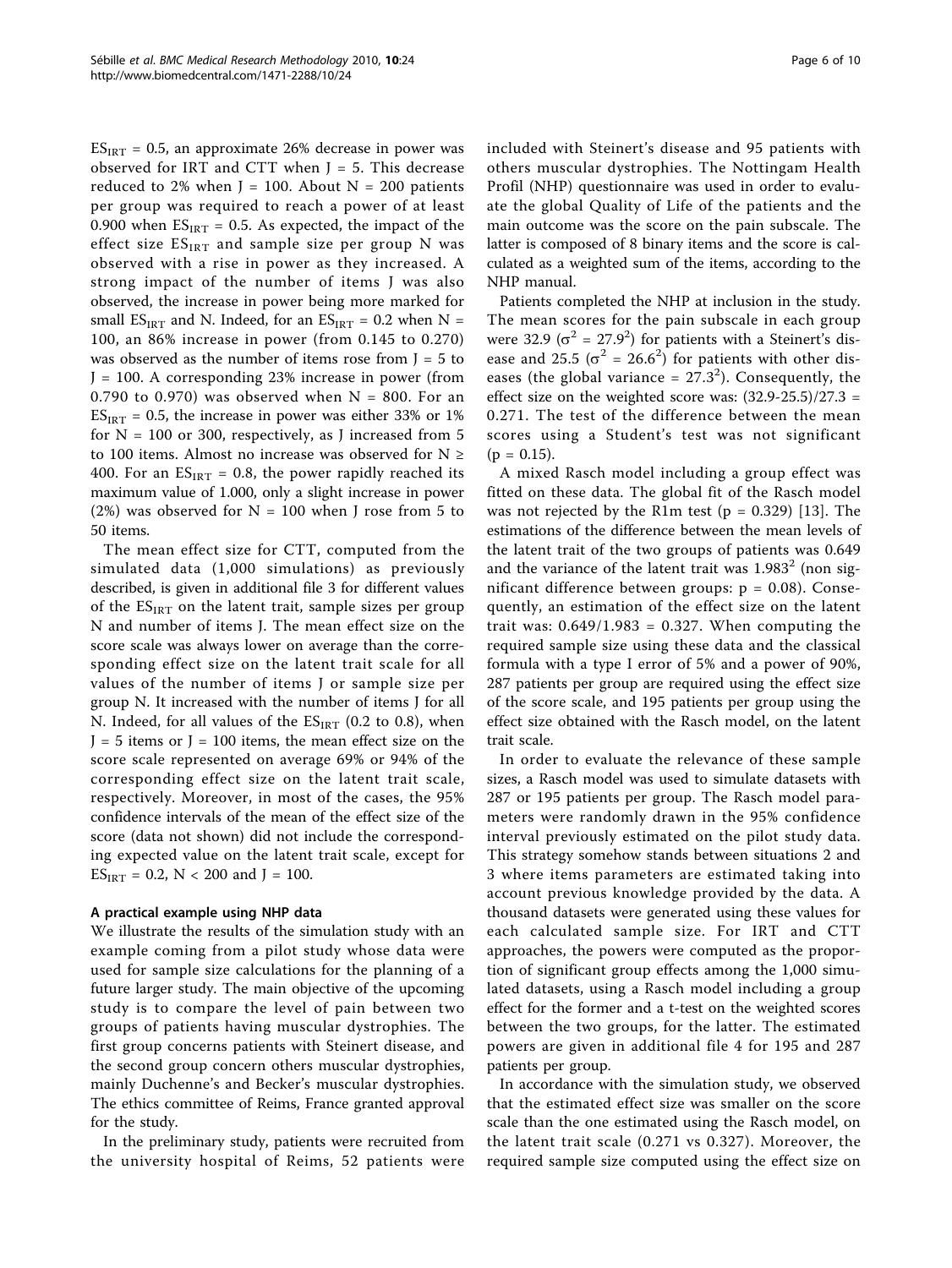$ES_{IRT}$ = 0.5, an approximate 26% decrease in power was observed for IRT and CTT when J = 5. This decrease reduced to 2% when J = 100. About N = 200 patients per group was required to reach a power of at least 0.900 when $ES_{IRT}$ = 0.5. As expected, the impact of the effect size $ES_{IRT}$ and sample size per group N was observed with a rise in power as they increased. A strong impact of the number of items J was also observed, the increase in power being more marked for small $ES_{IRT}$ and N. Indeed, for an $ES_{IRT}$ = 0.2 when N = 100, an 86% increase in power (from 0.145 to 0.270) was observed as the number of items rose from J = 5 to J = 100. A corresponding 23% increase in power (from 0.790 to 0.970) was observed when N = 800. For an $ES_{IRT}$ = 0.5, the increase in power was either 33% or 1% for N = 100 or 300, respectively, as J increased from 5 to 100 items. Almost no increase was observed for N ≥ 400. For an $ES_{IRT}$ = 0.8, the power rapidly reached its maximum value of 1.000, only a slight increase in power (2%) was observed for N = 100 when J rose from 5 to 50 items.

The mean effect size for CTT, computed from the simulated data (1,000 simulations) as previously described, is given in additional file 3 for different values of the $ES_{IRT}$ on the latent trait, sample sizes per group N and number of items J. The mean effect size on the score scale was always lower on average than the corresponding effect size on the latent trait scale for all values of the number of items J or sample size per group N. It increased with the number of items J for all N. Indeed, for all values of the $ES_{IRT}$ (0.2 to 0.8), when J = 5 items or J = 100 items, the mean effect size on the score scale represented on average 69% or 94% of the corresponding effect size on the latent trait scale, respectively. Moreover, in most of the cases, the 95% confidence intervals of the mean of the effect size of the score (data not shown) did not include the corresponding expected value on the latent trait scale, except for $ES_{IRT}$ = 0.2, N < 200 and J = 100.

### A practical example using NHP data

We illustrate the results of the simulation study with an example coming from a pilot study whose data were used for sample size calculations for the planning of a future larger study. The main objective of the upcoming study is to compare the level of pain between two groups of patients having muscular dystrophies. The first group concerns patients with Steinert disease, and the second group concern others muscular dystrophies, mainly Duchenne's and Becker's muscular dystrophies. The ethics committee of Reims, France granted approval for the study.

In the preliminary study, patients were recruited from the university hospital of Reims, 52 patients were included with Steinert's disease and 95 patients with others muscular dystrophies. The Nottingam Health Profil (NHP) questionnaire was used in order to evaluate the global Quality of Life of the patients and the main outcome was the score on the pain subscale. The latter is composed of 8 binary items and the score is calculated as a weighted sum of the items, according to the NHP manual.

Patients completed the NHP at inclusion in the study. The mean scores for the pain subscale in each group were 32.9 ($\sigma^2 = 27.9^2$) for patients with a Steinert's disease and 25.5 ($\sigma^2 = 26.6^2$) for patients with other diseases (the global variance = $27.3^2$). Consequently, the effect size on the weighted score was: (32.9-25.5)/27.3 = 0.271. The test of the difference between the mean scores using a Student's test was not significant ($p = 0.15$).

A mixed Rasch model including a group effect was fitted on these data. The global fit of the Rasch model was not rejected by the R1m test ($p = 0.329$) [13]. The estimations of the difference between the mean levels of the latent trait of the two groups of patients was 0.649 and the variance of the latent trait was $1.983^2$ (non significant difference between groups: $p = 0.08$). Consequently, an estimation of the effect size on the latent trait was: 0.649/1.983 = 0.327. When computing the required sample size using these data and the classical formula with a type I error of 5% and a power of 90%, 287 patients per group are required using the effect size of the score scale, and 195 patients per group using the effect size obtained with the Rasch model, on the latent trait scale.

In order to evaluate the relevance of these sample sizes, a Rasch model was used to simulate datasets with 287 or 195 patients per group. The Rasch model parameters were randomly drawn in the 95% confidence interval previously estimated on the pilot study data. This strategy somehow stands between situations 2 and 3 where items parameters are estimated taking into account previous knowledge provided by the data. A thousand datasets were generated using these values for each calculated sample size. For IRT and CTT approaches, the powers were computed as the proportion of significant group effects among the 1,000 simulated datasets, using a Rasch model including a group effect for the former and a t-test on the weighted scores between the two groups, for the latter. The estimated powers are given in additional file 4 for 195 and 287 patients per group.

In accordance with the simulation study, we observed that the estimated effect size was smaller on the score scale than the one estimated using the Rasch model, on the latent trait scale (0.271 vs 0.327). Moreover, the required sample size computed using the effect size on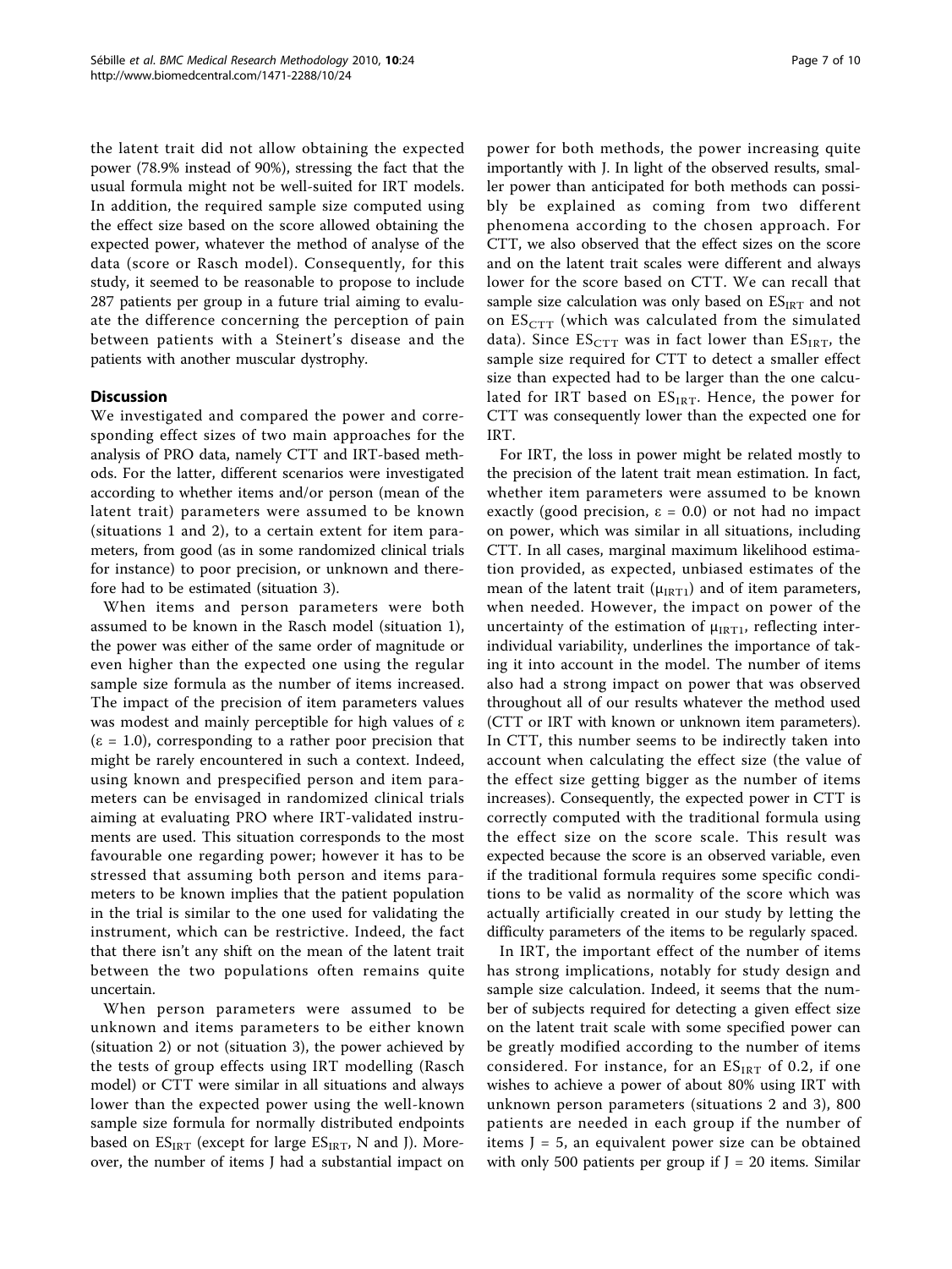the latent trait did not allow obtaining the expected power (78.9% instead of 90%), stressing the fact that the usual formula might not be well-suited for IRT models. In addition, the required sample size computed using the effect size based on the score allowed obtaining the expected power, whatever the method of analyse of the data (score or Rasch model). Consequently, for this study, it seemed to be reasonable to propose to include 287 patients per group in a future trial aiming to evaluate the difference concerning the perception of pain between patients with a Steinert's disease and the patients with another muscular dystrophy.

## Discussion

We investigated and compared the power and corresponding effect sizes of two main approaches for the analysis of PRO data, namely CTT and IRT-based methods. For the latter, different scenarios were investigated according to whether items and/or person (mean of the latent trait) parameters were assumed to be known (situations 1 and 2), to a certain extent for item parameters, from good (as in some randomized clinical trials for instance) to poor precision, or unknown and therefore had to be estimated (situation 3).

When items and person parameters were both assumed to be known in the Rasch model (situation 1), the power was either of the same order of magnitude or even higher than the expected one using the regular sample size formula as the number of items increased. The impact of the precision of item parameters values was modest and mainly perceptible for high values of $\varepsilon$ ($\varepsilon = 1.0$), corresponding to a rather poor precision that might be rarely encountered in such a context. Indeed, using known and prespecified person and item parameters can be envisaged in randomized clinical trials aiming at evaluating PRO where IRT-validated instruments are used. This situation corresponds to the most favourable one regarding power; however it has to be stressed that assuming both person and items parameters to be known implies that the patient population in the trial is similar to the one used for validating the instrument, which can be restrictive. Indeed, the fact that there isn't any shift on the mean of the latent trait between the two populations often remains quite uncertain.

When person parameters were assumed to be unknown and items parameters to be either known (situation 2) or not (situation 3), the power achieved by the tests of group effects using IRT modelling (Rasch model) or CTT were similar in all situations and always lower than the expected power using the well-known sample size formula for normally distributed endpoints based on $ES_{IRT}$ (except for large $ES_{IRT}$, N and J). Moreover, the number of items J had a substantial impact on power for both methods, the power increasing quite importantly with J. In light of the observed results, smaller power than anticipated for both methods can possibly be explained as coming from two different phenomena according to the chosen approach. For CTT, we also observed that the effect sizes on the score and on the latent trait scales were different and always lower for the score based on CTT. We can recall that sample size calculation was only based on $ES_{IRT}$ and not on $ES_{CTT}$ (which was calculated from the simulated data). Since $ES_{CTT}$ was in fact lower than $ES_{IRT}$, the sample size required for CTT to detect a smaller effect size than expected had to be larger than the one calculated for IRT based on $ES_{IRT}$. Hence, the power for CTT was consequently lower than the expected one for IRT.

For IRT, the loss in power might be related mostly to the precision of the latent trait mean estimation. In fact, whether item parameters were assumed to be known exactly (good precision, $\varepsilon = 0.0$) or not had no impact on power, which was similar in all situations, including CTT. In all cases, marginal maximum likelihood estimation provided, as expected, unbiased estimates of the mean of the latent trait ($\mu_{IRT1}$) and of item parameters, when needed. However, the impact on power of the uncertainty of the estimation of $\mu_{IRT1}$, reflecting inter-individual variability, underlines the importance of taking it into account in the model. The number of items also had a strong impact on power that was observed throughout all of our results whatever the method used (CTT or IRT with known or unknown item parameters). In CTT, this number seems to be indirectly taken into account when calculating the effect size (the value of the effect size getting bigger as the number of items increases). Consequently, the expected power in CTT is correctly computed with the traditional formula using the effect size on the score scale. This result was expected because the score is an observed variable, even if the traditional formula requires some specific conditions to be valid as normality of the score which was actually artificially created in our study by letting the difficulty parameters of the items to be regularly spaced.

In IRT, the important effect of the number of items has strong implications, notably for study design and sample size calculation. Indeed, it seems that the number of subjects required for detecting a given effect size on the latent trait scale with some specified power can be greatly modified according to the number of items considered. For instance, for an $ES_{IRT}$ of 0.2, if one wishes to achieve a power of about 80% using IRT with unknown person parameters (situations 2 and 3), 800 patients are needed in each group if the number of items J = 5, an equivalent power size can be obtained with only 500 patients per group if J = 20 items. Similar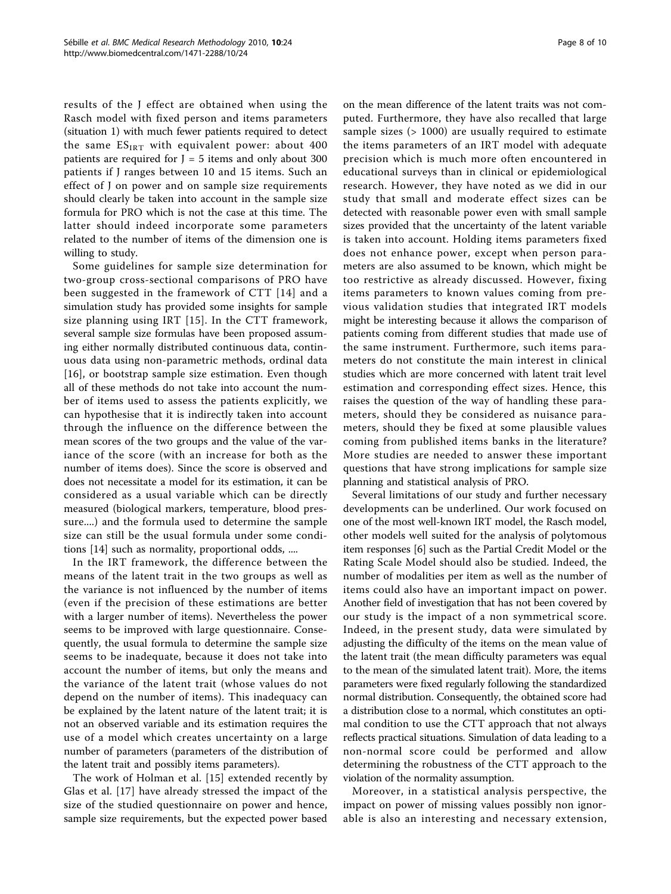results of the J effect are obtained when using the Rasch model with fixed person and items parameters (situation 1) with much fewer patients required to detect the same $ES_{IRT}$ with equivalent power: about 400 patients are required for J = 5 items and only about 300 patients if J ranges between 10 and 15 items. Such an effect of J on power and on sample size requirements should clearly be taken into account in the sample size formula for PRO which is not the case at this time. The latter should indeed incorporate some parameters related to the number of items of the dimension one is willing to study.

Some guidelines for sample size determination for two-group cross-sectional comparisons of PRO have been suggested in the framework of CTT [14] and a simulation study has provided some insights for sample size planning using IRT [15]. In the CTT framework, several sample size formulas have been proposed assuming either normally distributed continuous data, continuous data using non-parametric methods, ordinal data [16], or bootstrap sample size estimation. Even though all of these methods do not take into account the number of items used to assess the patients explicitly, we can hypothesise that it is indirectly taken into account through the influence on the difference between the mean scores of the two groups and the value of the variance of the score (with an increase for both as the number of items does). Since the score is observed and does not necessitate a model for its estimation, it can be considered as a usual variable which can be directly measured (biological markers, temperature, blood pressure....) and the formula used to determine the sample size can still be the usual formula under some conditions [14] such as normality, proportional odds, ....

In the IRT framework, the difference between the means of the latent trait in the two groups as well as the variance is not influenced by the number of items (even if the precision of these estimations are better with a larger number of items). Nevertheless the power seems to be improved with large questionnaire. Consequently, the usual formula to determine the sample size seems to be inadequate, because it does not take into account the number of items, but only the means and the variance of the latent trait (whose values do not depend on the number of items). This inadequacy can be explained by the latent nature of the latent trait; it is not an observed variable and its estimation requires the use of a model which creates uncertainty on a large number of parameters (parameters of the distribution of the latent trait and possibly items parameters).

The work of Holman et al. [15] extended recently by Glas et al. [17] have already stressed the impact of the size of the studied questionnaire on power and hence, sample size requirements, but the expected power based on the mean difference of the latent traits was not computed. Furthermore, they have also recalled that large sample sizes (> 1000) are usually required to estimate the items parameters of an IRT model with adequate precision which is much more often encountered in educational surveys than in clinical or epidemiological research. However, they have noted as we did in our study that small and moderate effect sizes can be detected with reasonable power even with small sample sizes provided that the uncertainty of the latent variable is taken into account. Holding items parameters fixed does not enhance power, except when person parameters are also assumed to be known, which might be too restrictive as already discussed. However, fixing items parameters to known values coming from previous validation studies that integrated IRT models might be interesting because it allows the comparison of patients coming from different studies that made use of the same instrument. Furthermore, such items parameters do not constitute the main interest in clinical studies which are more concerned with latent trait level estimation and corresponding effect sizes. Hence, this raises the question of the way of handling these parameters, should they be considered as nuisance parameters, should they be fixed at some plausible values coming from published items banks in the literature? More studies are needed to answer these important questions that have strong implications for sample size planning and statistical analysis of PRO.

Several limitations of our study and further necessary developments can be underlined. Our work focused on one of the most well-known IRT model, the Rasch model, other models well suited for the analysis of polytomous item responses [6] such as the Partial Credit Model or the Rating Scale Model should also be studied. Indeed, the number of modalities per item as well as the number of items could also have an important impact on power. Another field of investigation that has not been covered by our study is the impact of a non symmetrical score. Indeed, in the present study, data were simulated by adjusting the difficulty of the items on the mean value of the latent trait (the mean difficulty parameters was equal to the mean of the simulated latent trait). More, the items parameters were fixed regularly following the standardized normal distribution. Consequently, the obtained score had a distribution close to a normal, which constitutes an optimal condition to use the CTT approach that not always reflects practical situations. Simulation of data leading to a non-normal score could be performed and allow determining the robustness of the CTT approach to the violation of the normality assumption.

Moreover, in a statistical analysis perspective, the impact on power of missing values possibly non ignorable is also an interesting and necessary extension,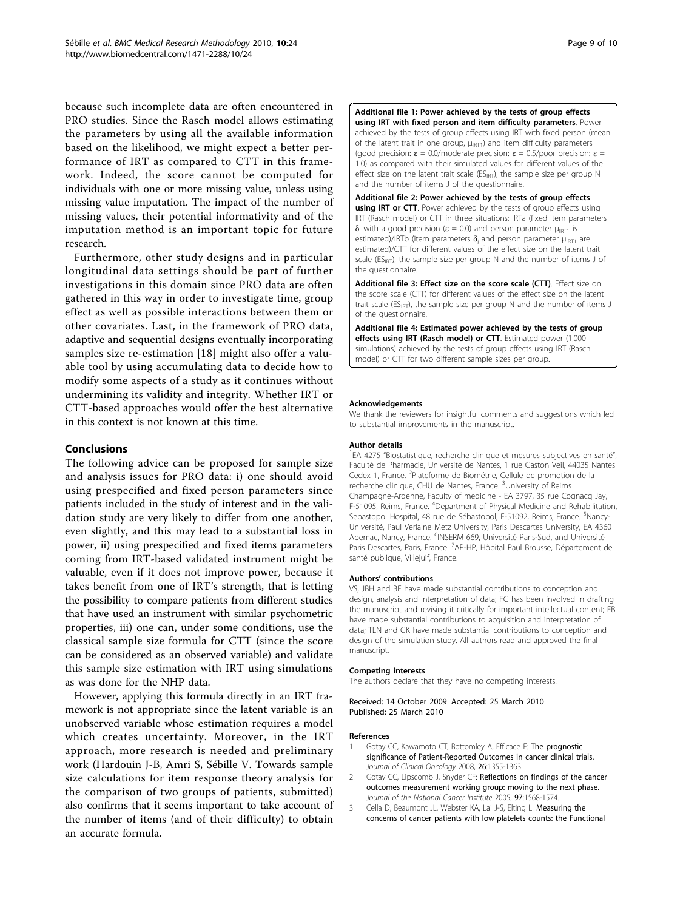because such incomplete data are often encountered in PRO studies. Since the Rasch model allows estimating the parameters by using all the available information based on the likelihood, we might expect a better performance of IRT as compared to CTT in this framework. Indeed, the score cannot be computed for individuals with one or more missing value, unless using missing value imputation. The impact of the number of missing values, their potential informativity and of the imputation method is an important topic for future research.

Furthermore, other study designs and in particular longitudinal data settings should be part of further investigations in this domain since PRO data are often gathered in this way in order to investigate time, group effect as well as possible interactions between them or other covariates. Last, in the framework of PRO data, adaptive and sequential designs eventually incorporating samples size re-estimation [18] might also offer a valuable tool by using accumulating data to decide how to modify some aspects of a study as it continues without undermining its validity and integrity. Whether IRT or CTT-based approaches would offer the best alternative in this context is not known at this time.

## Conclusions

The following advice can be proposed for sample size and analysis issues for PRO data: i) one should avoid using prespecified and fixed person parameters since patients included in the study of interest and in the validation study are very likely to differ from one another, even slightly, and this may lead to a substantial loss in power, ii) using prespecified and fixed items parameters coming from IRT-based validated instrument might be valuable, even if it does not improve power, because it takes benefit from one of IRT's strength, that is letting the possibility to compare patients from different studies that have used an instrument with similar psychometric properties, iii) one can, under some conditions, use the classical sample size formula for CTT (since the score can be considered as an observed variable) and validate this sample size estimation with IRT using simulations as was done for the NHP data.

However, applying this formula directly in an IRT framework is not appropriate since the latent variable is an unobserved variable whose estimation requires a model which creates uncertainty. Moreover, in the IRT approach, more research is needed and preliminary work (Hardouin J-B, Amri S, Sébille V. Towards sample size calculations for item response theory analysis for the comparison of two groups of patients, submitted) also confirms that it seems important to take account of the number of items (and of their difficulty) to obtain an accurate formula.

**Additional file 1: Power achieved by the tests of group effects using IRT with fixed person and item difficulty parameters**. Power achieved by the tests of group effects using IRT with fixed person (mean of the latent trait in one group, $\mu_{IRT1}$) and item difficulty parameters (good precision: $\varepsilon$ = 0.0/moderate precision: $\varepsilon$ = 0.5/poor precision: $\varepsilon$ = 1.0) as compared with their simulated values for different values of the effect size on the latent trait scale ($ES_{IRT}$), the sample size per group N and the number of items J of the questionnaire.

**Additional file 2: Power achieved by the tests of group effects using IRT or CTT**. Power achieved by the tests of group effects using IRT (Rasch model) or CTT in three situations: IRTa (fixed item parameters $\delta_j$ with a good precision ($\varepsilon$ = 0.0) and person parameter $\mu_{IRT1}$ is estimated)/IRTb (item parameters $\delta_j$ and person parameter $\mu_{IRT1}$ are estimated)/CTT for different values of the effect size on the latent trait scale ($ES_{IRT}$), the sample size per group N and the number of items J of the questionnaire.

**Additional file 3: Effect size on the score scale (CTT)**. Effect size on the score scale (CTT) for different values of the effect size on the latent trait scale ($ES_{IRT}$), the sample size per group N and the number of items J of the questionnaire.

**Additional file 4: Estimated power achieved by the tests of group effects using IRT (Rasch model) or CTT**. Estimated power (1,000 simulations) achieved by the tests of group effects using IRT (Rasch model) or CTT for two different sample sizes per group.

#### Acknowledgements

We thank the reviewers for insightful comments and suggestions which led to substantial improvements in the manuscript.

#### Author details

[1]EA 4275 "Biostatistique, recherche clinique et mesures subjectives en santé", Faculté de Pharmacie, Université de Nantes, 1 rue Gaston Veil, 44035 Nantes Cedex 1, France. [2]Plateforme de Biométrie, Cellule de promotion de la recherche clinique, CHU de Nantes, France. [3]University of Reims Champagne-Ardenne, Faculty of medicine - EA 3797, 35 rue Cognacq Jay, F-51095, Reims, France. [4]Department of Physical Medicine and Rehabilitation, Sebastopol Hospital, 48 rue de Sébastopol, F-51092, Reims, France. [5]Nancy-Université, Paul Verlaine Metz University, Paris Descartes University, EA 4360 Apemac, Nancy, France. [6]INSERM 669, Université Paris-Sud, and Université Paris Descartes, Paris, France. [7]AP-HP, Hôpital Paul Brousse, Département de santé publique, Villejuif, France.

#### Authors' contributions

VS, JBH and BF have made substantial contributions to conception and design, analysis and interpretation of data; FG has been involved in drafting the manuscript and revising it critically for important intellectual content; FB have made substantial contributions to acquisition and interpretation of data; TLN and GK have made substantial contributions to conception and design of the simulation study. All authors read and approved the final manuscript.

#### Competing interests

The authors declare that they have no competing interests.

Received: 14 October 2009 Accepted: 25 March 2010
Published: 25 March 2010

#### References

1. Gotay CC, Kawamoto CT, Bottomley A, Efficace F: **The prognostic significance of Patient-Reported Outcomes in cancer clinical trials.** *Journal of Clinical Oncology* 2008, **26**:1355-1363.
2. Gotay CC, Lipscomb J, Snyder CF: **Reflections on findings of the cancer outcomes measurement working group: moving to the next phase.** *Journal of the National Cancer Institute* 2005, **97**:1568-1574.
3. Cella D, Beaumont JL, Webster KA, Lai J-S, Elting L: **Measuring the concerns of cancer patients with low platelets counts: the Functional**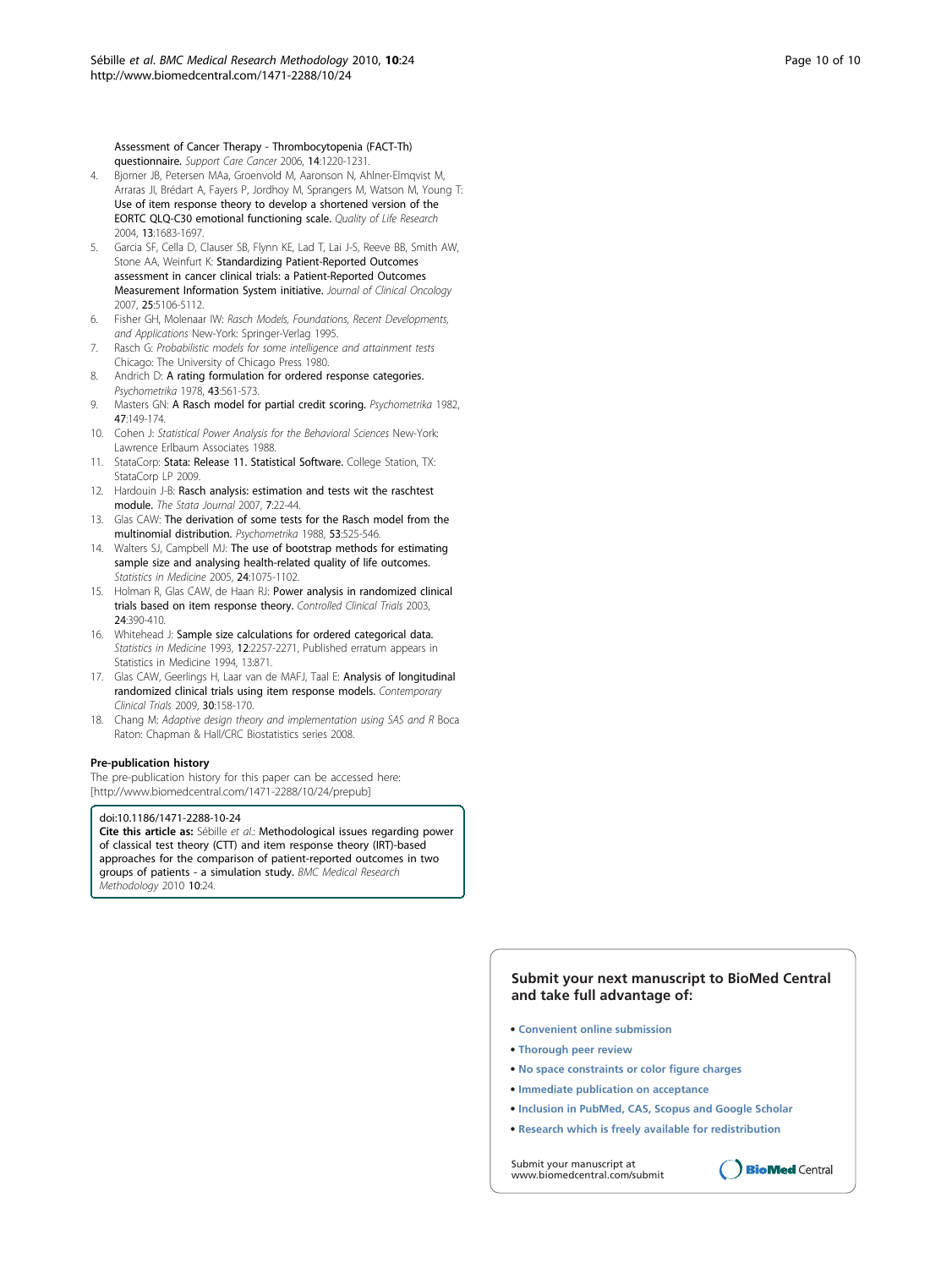Assessment of Cancer Therapy - Thrombocytopenia (FACT-Th) questionnaire. *Support Care Cancer* 2006, **14**:1220-1231.

4. Bjorner JB, Petersen MAa, Groenvold M, Aaronson N, Ahlner-Elmqvist M, Arraras JI, Brédart A, Fayers P, Jordhoy M, Sprangers M, Watson M, Young T: **Use of item response theory to develop a shortened version of the EORTC QLQ-C30 emotional functioning scale.** *Quality of Life Research* 2004, **13**:1683-1697.
5. Garcia SF, Cella D, Clauser SB, Flynn KE, Lad T, Lai J-S, Reeve BB, Smith AW, Stone AA, Weinfurt K: **Standardizing Patient-Reported Outcomes assessment in cancer clinical trials: a Patient-Reported Outcomes Measurement Information System initiative.** *Journal of Clinical Oncology* 2007, **25**:5106-5112.
6. Fisher GH, Molenaar IW: *Rasch Models, Foundations, Recent Developments, and Applications* New-York: Springer-Verlag 1995.
7. Rasch G: *Probabilistic models for some intelligence and attainment tests* Chicago: The University of Chicago Press 1980.
8. Andrich D: **A rating formulation for ordered response categories.** *Psychometrika* 1978, **43**:561-573.
9. Masters GN: **A Rasch model for partial credit scoring.** *Psychometrika* 1982, **47**:149-174.
10. Cohen J: *Statistical Power Analysis for the Behavioral Sciences* New-York: Lawrence Erlbaum Associates 1988.
11. StataCorp: **Stata: Release 11. Statistical Software.** College Station, TX: StataCorp LP 2009.
12. Hardouin J-B: **Rasch analysis: estimation and tests wit the raschtest module.** *The Stata Journal* 2007, **7**:22-44.
13. Glas CAW: **The derivation of some tests for the Rasch model from the multinomial distribution.** *Psychometrika* 1988, **53**:525-546.
14. Walters SJ, Campbell MJ: **The use of bootstrap methods for estimating sample size and analysing health-related quality of life outcomes.** *Statistics in Medicine* 2005, **24**:1075-1102.
15. Holman R, Glas CAW, de Haan RJ: **Power analysis in randomized clinical trials based on item response theory.** *Controlled Clinical Trials* 2003, **24**:390-410.
16. Whitehead J: **Sample size calculations for ordered categorical data.** *Statistics in Medicine* 1993, **12**:2257-2271, Published erratum appears in Statistics in Medicine 1994, 13:871.
17. Glas CAW, Geerlings H, Laar van de MAFJ, Taal E: **Analysis of longitudinal randomized clinical trials using item response models.** *Contemporary Clinical Trials* 2009, **30**:158-170.
18. Chang M: *Adaptive design theory and implementation using SAS and R* Boca Raton: Chapman & Hall/CRC Biostatistics series 2008.

#### Pre-publication history

The pre-publication history for this paper can be accessed here:
[http://www.biomedcentral.com/1471-2288/10/24/prepub]

doi:10.1186/1471-2288-10-24

**Cite this article as:** Sébille *et al.*: Methodological issues regarding power of classical test theory (CTT) and item response theory (IRT)-based approaches for the comparison of patient-reported outcomes in two groups of patients - a simulation study. *BMC Medical Research Methodology* 2010 **10**:24.

**Submit your next manuscript to BioMed Central and take full advantage of:**

- **Convenient online submission**
- **Thorough peer review**
- **No space constraints or color figure charges**
- **Immediate publication on acceptance**
- **Inclusion in PubMed, CAS, Scopus and Google Scholar**
- **Research which is freely available for redistribution**

Submit your manuscript at
www.biomedcentral.com/submit

BioMed Central